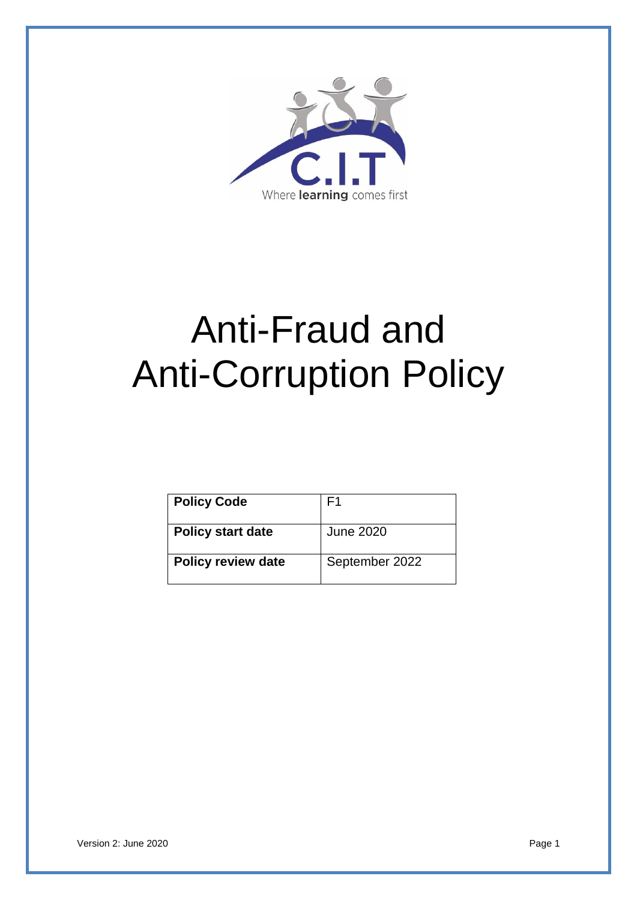C.I.T

Where **learning** comes first

# Anti-Fraud and Anti-Corruption Policy

| **Policy Code** | F1 |
| --- | --- |
| **Policy start date** | June 2020 |
| **Policy review date** | September 2022 |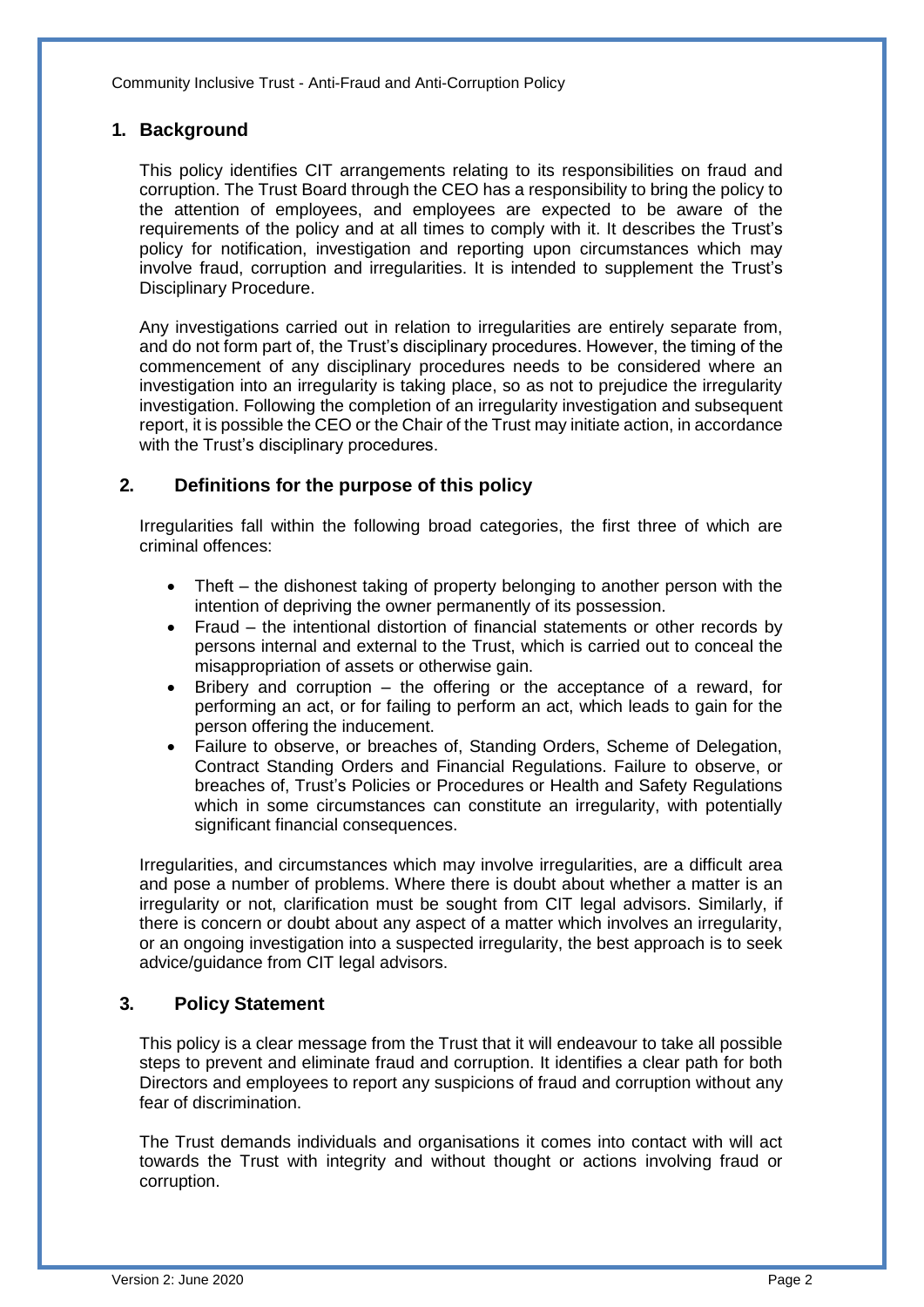## 1. Background

This policy identifies CIT arrangements relating to its responsibilities on fraud and corruption. The Trust Board through the CEO has a responsibility to bring the policy to the attention of employees, and employees are expected to be aware of the requirements of the policy and at all times to comply with it. It describes the Trust's policy for notification, investigation and reporting upon circumstances which may involve fraud, corruption and irregularities. It is intended to supplement the Trust's Disciplinary Procedure.

Any investigations carried out in relation to irregularities are entirely separate from, and do not form part of, the Trust's disciplinary procedures. However, the timing of the commencement of any disciplinary procedures needs to be considered where an investigation into an irregularity is taking place, so as not to prejudice the irregularity investigation. Following the completion of an irregularity investigation and subsequent report, it is possible the CEO or the Chair of the Trust may initiate action, in accordance with the Trust's disciplinary procedures.

## 2. Definitions for the purpose of this policy

Irregularities fall within the following broad categories, the first three of which are criminal offences:

- Theft – the dishonest taking of property belonging to another person with the intention of depriving the owner permanently of its possession.
- Fraud – the intentional distortion of financial statements or other records by persons internal and external to the Trust, which is carried out to conceal the misappropriation of assets or otherwise gain.
- Bribery and corruption – the offering or the acceptance of a reward, for performing an act, or for failing to perform an act, which leads to gain for the person offering the inducement.
- Failure to observe, or breaches of, Standing Orders, Scheme of Delegation, Contract Standing Orders and Financial Regulations. Failure to observe, or breaches of, Trust's Policies or Procedures or Health and Safety Regulations which in some circumstances can constitute an irregularity, with potentially significant financial consequences.

Irregularities, and circumstances which may involve irregularities, are a difficult area and pose a number of problems. Where there is doubt about whether a matter is an irregularity or not, clarification must be sought from CIT legal advisors. Similarly, if there is concern or doubt about any aspect of a matter which involves an irregularity, or an ongoing investigation into a suspected irregularity, the best approach is to seek advice/guidance from CIT legal advisors.

## 3. Policy Statement

This policy is a clear message from the Trust that it will endeavour to take all possible steps to prevent and eliminate fraud and corruption. It identifies a clear path for both Directors and employees to report any suspicions of fraud and corruption without any fear of discrimination.

The Trust demands individuals and organisations it comes into contact with will act towards the Trust with integrity and without thought or actions involving fraud or corruption.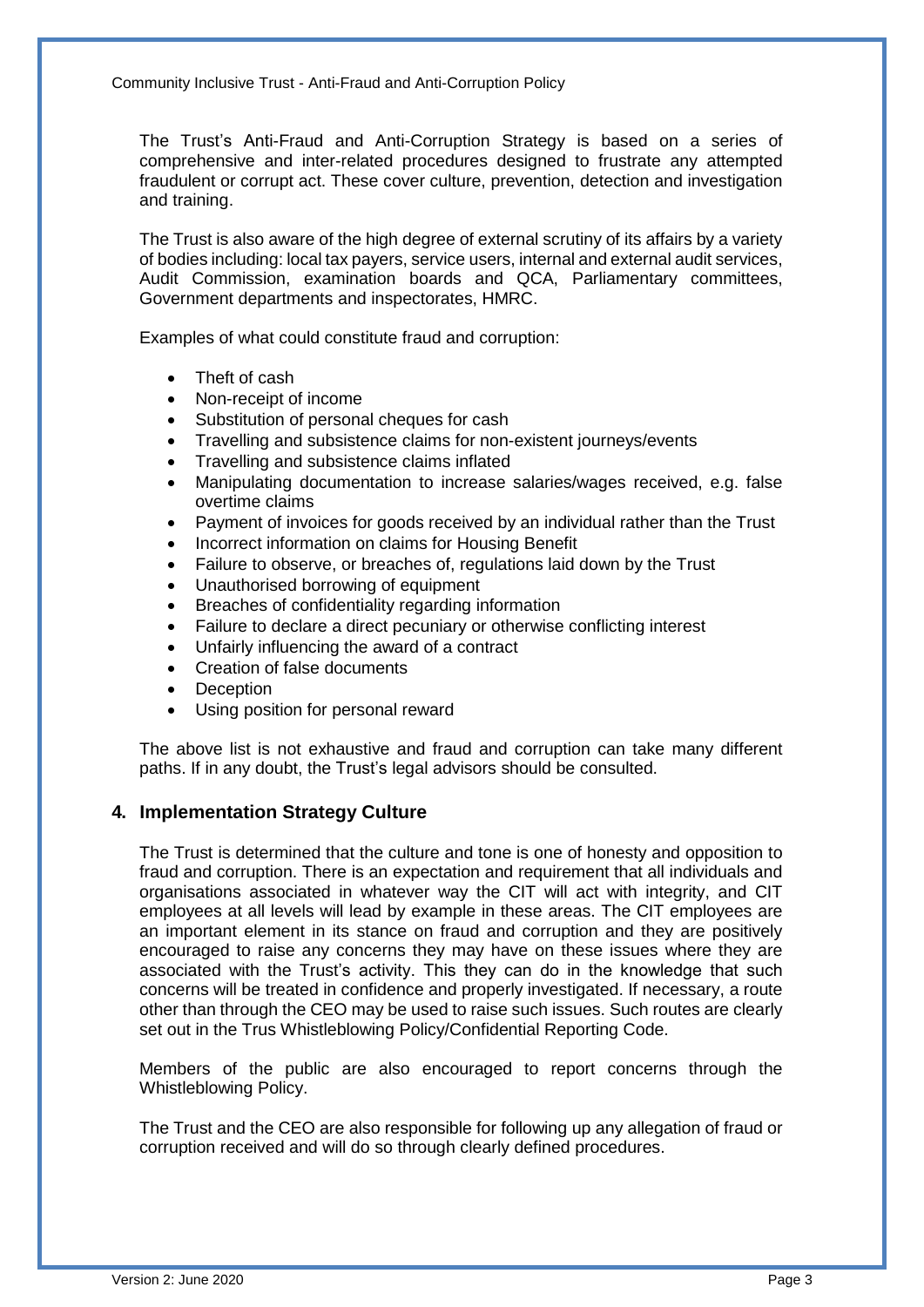The Trust's Anti-Fraud and Anti-Corruption Strategy is based on a series of comprehensive and inter-related procedures designed to frustrate any attempted fraudulent or corrupt act. These cover culture, prevention, detection and investigation and training.

The Trust is also aware of the high degree of external scrutiny of its affairs by a variety of bodies including: local tax payers, service users, internal and external audit services, Audit Commission, examination boards and QCA, Parliamentary committees, Government departments and inspectorates, HMRC.

Examples of what could constitute fraud and corruption:

- Theft of cash
- Non-receipt of income
- Substitution of personal cheques for cash
- Travelling and subsistence claims for non-existent journeys/events
- Travelling and subsistence claims inflated
- Manipulating documentation to increase salaries/wages received, e.g. false overtime claims
- Payment of invoices for goods received by an individual rather than the Trust
- Incorrect information on claims for Housing Benefit
- Failure to observe, or breaches of, regulations laid down by the Trust
- Unauthorised borrowing of equipment
- Breaches of confidentiality regarding information
- Failure to declare a direct pecuniary or otherwise conflicting interest
- Unfairly influencing the award of a contract
- Creation of false documents
- Deception
- Using position for personal reward

The above list is not exhaustive and fraud and corruption can take many different paths. If in any doubt, the Trust's legal advisors should be consulted.

## 4. Implementation Strategy Culture

The Trust is determined that the culture and tone is one of honesty and opposition to fraud and corruption. There is an expectation and requirement that all individuals and organisations associated in whatever way the CIT will act with integrity, and CIT employees at all levels will lead by example in these areas. The CIT employees are an important element in its stance on fraud and corruption and they are positively encouraged to raise any concerns they may have on these issues where they are associated with the Trust's activity. This they can do in the knowledge that such concerns will be treated in confidence and properly investigated. If necessary, a route other than through the CEO may be used to raise such issues. Such routes are clearly set out in the Trus Whistleblowing Policy/Confidential Reporting Code.

Members of the public are also encouraged to report concerns through the Whistleblowing Policy.

The Trust and the CEO are also responsible for following up any allegation of fraud or corruption received and will do so through clearly defined procedures.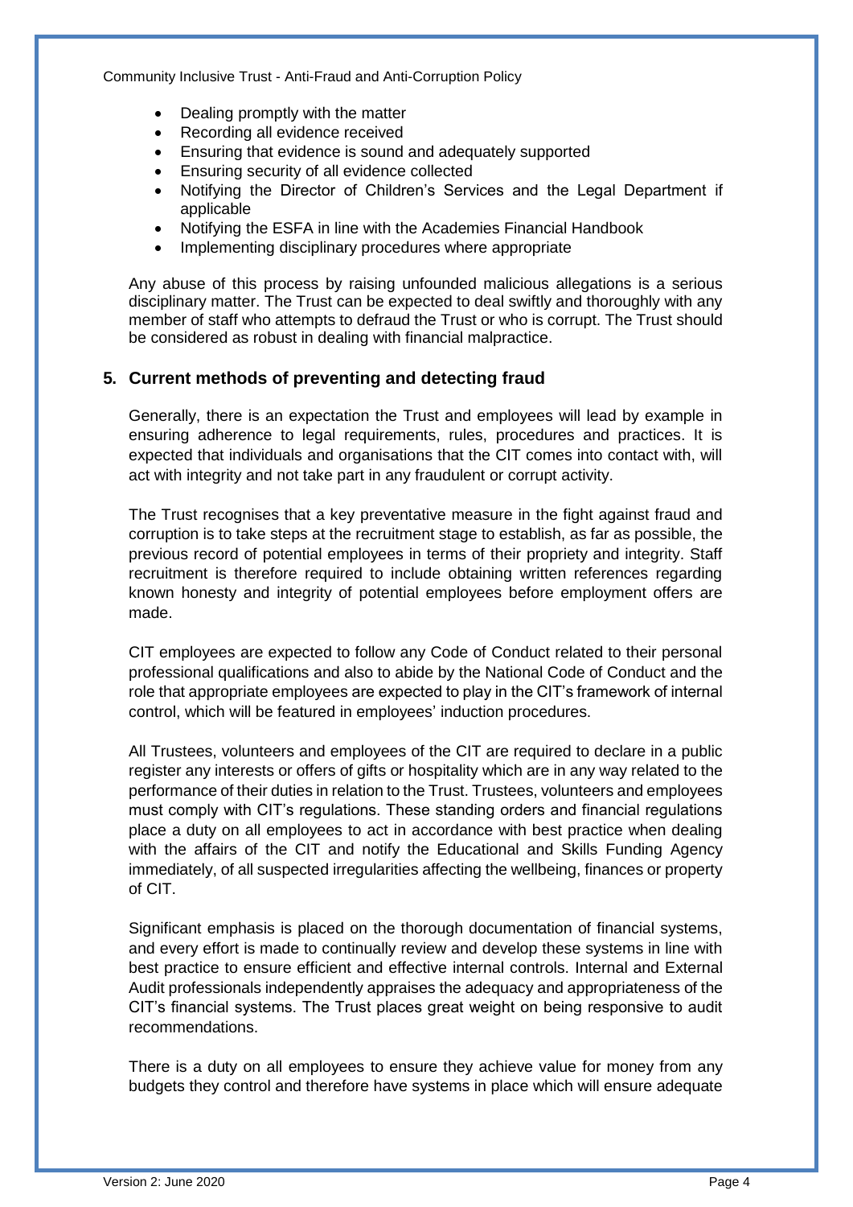- Dealing promptly with the matter
- Recording all evidence received
- Ensuring that evidence is sound and adequately supported
- Ensuring security of all evidence collected
- Notifying the Director of Children's Services and the Legal Department if applicable
- Notifying the ESFA in line with the Academies Financial Handbook
- Implementing disciplinary procedures where appropriate

Any abuse of this process by raising unfounded malicious allegations is a serious disciplinary matter. The Trust can be expected to deal swiftly and thoroughly with any member of staff who attempts to defraud the Trust or who is corrupt. The Trust should be considered as robust in dealing with financial malpractice.

## 5. Current methods of preventing and detecting fraud

Generally, there is an expectation the Trust and employees will lead by example in ensuring adherence to legal requirements, rules, procedures and practices. It is expected that individuals and organisations that the CIT comes into contact with, will act with integrity and not take part in any fraudulent or corrupt activity.

The Trust recognises that a key preventative measure in the fight against fraud and corruption is to take steps at the recruitment stage to establish, as far as possible, the previous record of potential employees in terms of their propriety and integrity. Staff recruitment is therefore required to include obtaining written references regarding known honesty and integrity of potential employees before employment offers are made.

CIT employees are expected to follow any Code of Conduct related to their personal professional qualifications and also to abide by the National Code of Conduct and the role that appropriate employees are expected to play in the CIT's framework of internal control, which will be featured in employees' induction procedures.

All Trustees, volunteers and employees of the CIT are required to declare in a public register any interests or offers of gifts or hospitality which are in any way related to the performance of their duties in relation to the Trust. Trustees, volunteers and employees must comply with CIT's regulations. These standing orders and financial regulations place a duty on all employees to act in accordance with best practice when dealing with the affairs of the CIT and notify the Educational and Skills Funding Agency immediately, of all suspected irregularities affecting the wellbeing, finances or property of CIT.

Significant emphasis is placed on the thorough documentation of financial systems, and every effort is made to continually review and develop these systems in line with best practice to ensure efficient and effective internal controls. Internal and External Audit professionals independently appraises the adequacy and appropriateness of the CIT's financial systems. The Trust places great weight on being responsive to audit recommendations.

There is a duty on all employees to ensure they achieve value for money from any budgets they control and therefore have systems in place which will ensure adequate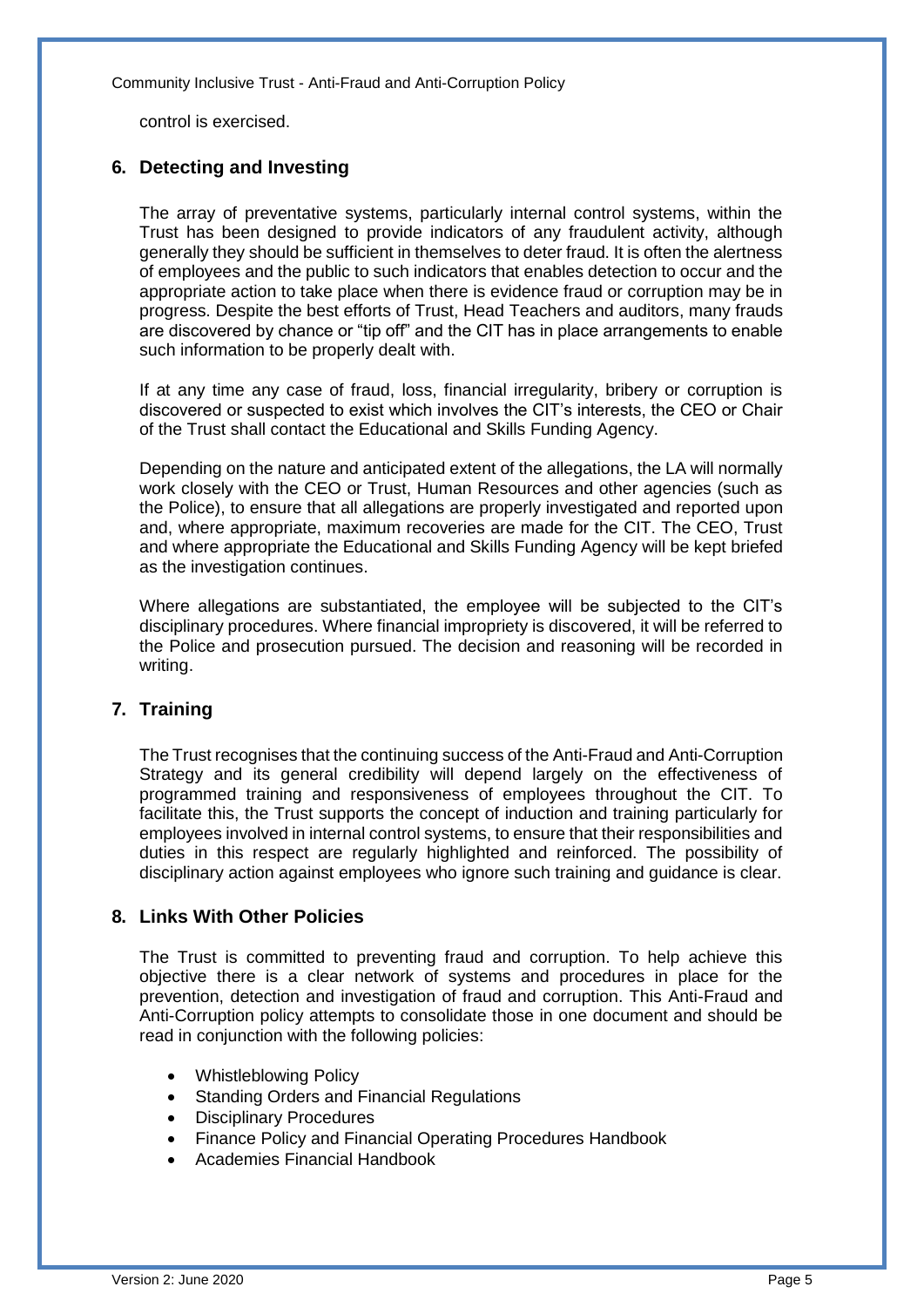control is exercised.

## 6. Detecting and Investing

The array of preventative systems, particularly internal control systems, within the Trust has been designed to provide indicators of any fraudulent activity, although generally they should be sufficient in themselves to deter fraud. It is often the alertness of employees and the public to such indicators that enables detection to occur and the appropriate action to take place when there is evidence fraud or corruption may be in progress. Despite the best efforts of Trust, Head Teachers and auditors, many frauds are discovered by chance or "tip off" and the CIT has in place arrangements to enable such information to be properly dealt with.

If at any time any case of fraud, loss, financial irregularity, bribery or corruption is discovered or suspected to exist which involves the CIT's interests, the CEO or Chair of the Trust shall contact the Educational and Skills Funding Agency.

Depending on the nature and anticipated extent of the allegations, the LA will normally work closely with the CEO or Trust, Human Resources and other agencies (such as the Police), to ensure that all allegations are properly investigated and reported upon and, where appropriate, maximum recoveries are made for the CIT. The CEO, Trust and where appropriate the Educational and Skills Funding Agency will be kept briefed as the investigation continues.

Where allegations are substantiated, the employee will be subjected to the CIT's disciplinary procedures. Where financial impropriety is discovered, it will be referred to the Police and prosecution pursued. The decision and reasoning will be recorded in writing.

## 7. Training

The Trust recognises that the continuing success of the Anti-Fraud and Anti-Corruption Strategy and its general credibility will depend largely on the effectiveness of programmed training and responsiveness of employees throughout the CIT. To facilitate this, the Trust supports the concept of induction and training particularly for employees involved in internal control systems, to ensure that their responsibilities and duties in this respect are regularly highlighted and reinforced. The possibility of disciplinary action against employees who ignore such training and guidance is clear.

## 8. Links With Other Policies

The Trust is committed to preventing fraud and corruption. To help achieve this objective there is a clear network of systems and procedures in place for the prevention, detection and investigation of fraud and corruption. This Anti-Fraud and Anti-Corruption policy attempts to consolidate those in one document and should be read in conjunction with the following policies:

- Whistleblowing Policy
- Standing Orders and Financial Regulations
- Disciplinary Procedures
- Finance Policy and Financial Operating Procedures Handbook
- Academies Financial Handbook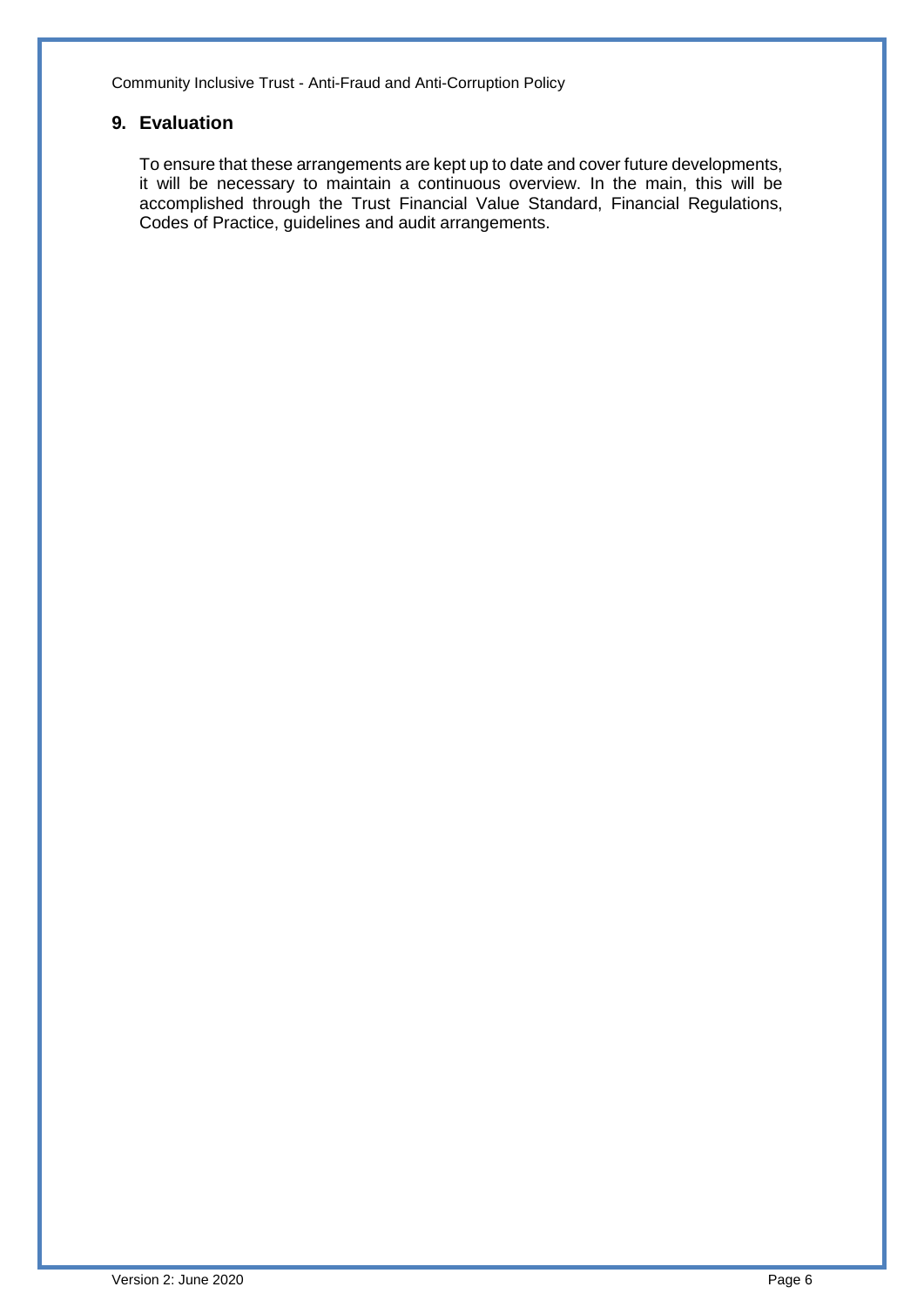## 9. Evaluation

To ensure that these arrangements are kept up to date and cover future developments, it will be necessary to maintain a continuous overview. In the main, this will be accomplished through the Trust Financial Value Standard, Financial Regulations, Codes of Practice, guidelines and audit arrangements.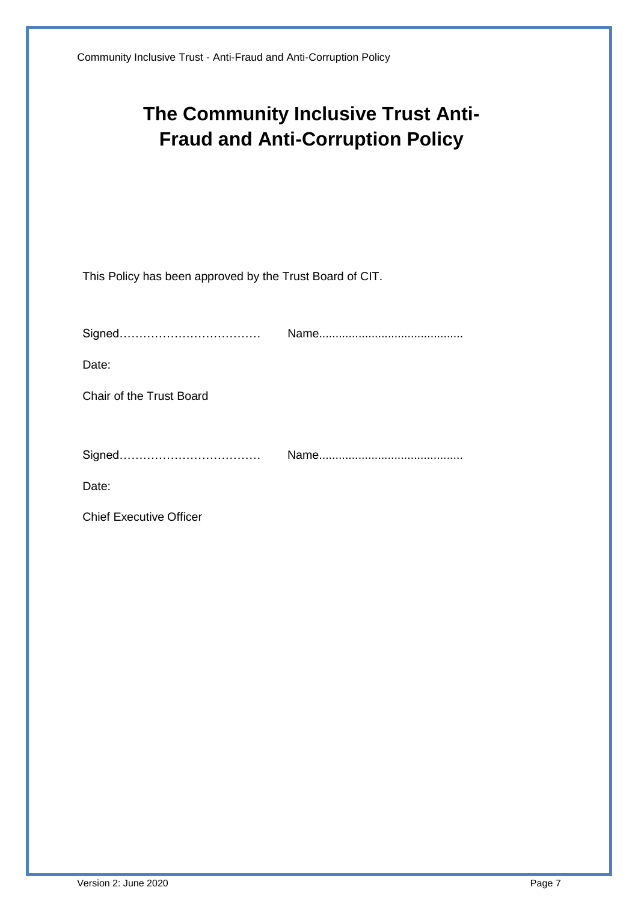# The Community Inclusive Trust Anti-Fraud and Anti-Corruption Policy

This Policy has been approved by the Trust Board of CIT.

Signed……………………………… Name...........................................

Date:

Chair of the Trust Board

Signed……………………………… Name...........................................

Date:

Chief Executive Officer